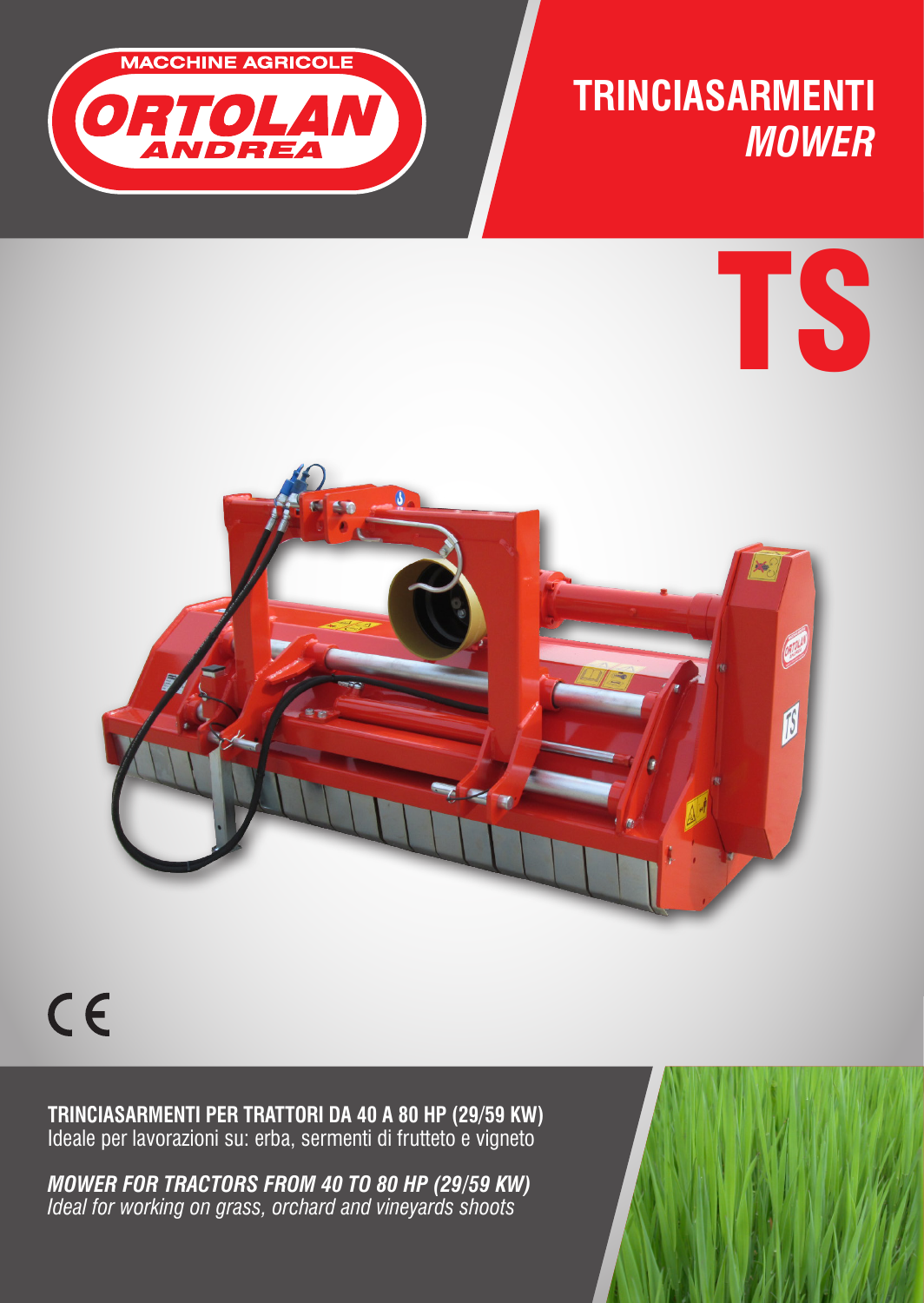MACCHINE AGRICOLE
ORTOLAN
ANDREA

# TRINCIASARMENTI
## *MOWER*

# TS

CE

**TRINCIASARMENTI PER TRATTORI DA 40 A 80 HP (29/59 KW)**
Ideale per lavorazioni su: erba, sermenti di frutteto e vigneto

***MOWER FOR TRACTORS FROM 40 TO 80 HP (29/59 KW)***
*Ideal for working on grass, orchard and vineyards shoots*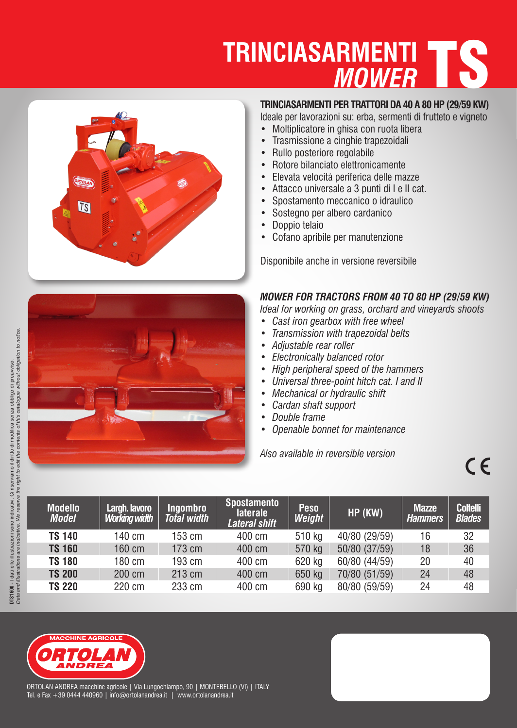# TRINCIASARMENTI *MOWER* TS

**TRINCIASARMENTI PER TRATTORI DA 40 A 80 HP (29/59 KW)**

Ideale per lavorazioni su: erba, sermenti di frutteto e vigneto

- Moltiplicatore in ghisa con ruota libera
- Trasmissione a cinghie trapezoidali
- Rullo posteriore regolabile
- Rotore bilanciato elettronicamente
- Elevata velocità periferica delle mazze
- Attacco universale a 3 punti di I e II cat.
- Spostamento meccanico o idraulico
- Sostegno per albero cardanico
- Doppio telaio
- Cofano apribile per manutenzione

Disponibile anche in versione reversibile

***MOWER FOR TRACTORS FROM 40 TO 80 HP (29/59 KW)***

*Ideal for working on grass, orchard and vineyards shoots*

- *Cast iron gearbox with free wheel*
- *Transmission with trapezoidal belts*
- *Adjustable rear roller*
- *Electronically balanced rotor*
- *High peripheral speed of the hammers*
- *Universal three-point hitch cat. I and II*
- *Mechanical or hydraulic shift*
- *Cardan shaft support*
- *Double frame*
- *Openable bonnet for maintenance*

*Also available in reversible version*

CE

| Modello *Model* | Largh. lavoro *Working width* | Ingombro *Total width* | Spostamento laterale *Lateral shift* | Peso *Weight* | HP (KW) | Mazze *Hammers* | Coltelli *Blades* |
|---|---|---|---|---|---|---|---|
| **TS 140** | 140 cm | 153 cm | 400 cm | 510 kg | 40/80 (29/59) | 16 | 32 |
| **TS 160** | 160 cm | 173 cm | 400 cm | 570 kg | 50/80 (37/59) | 18 | 36 |
| **TS 180** | 180 cm | 193 cm | 400 cm | 620 kg | 60/80 (44/59) | 20 | 40 |
| **TS 200** | 200 cm | 213 cm | 400 cm | 650 kg | 70/80 (51/59) | 24 | 48 |
| **TS 220** | 220 cm | 233 cm | 400 cm | 690 kg | 80/80 (59/59) | 24 | 48 |

DTS1600 - I dati e le illustrazioni sono indicativi. Ci riserviamo il diritto di modifica senza obbligo di preavviso.
*Data and illustrations are indicative. We reserve the right to edit the contents of this catalogue without obligation to notice.*

MACCHINE AGRICOLE ORTOLAN ANDREA

ORTOLAN ANDREA macchine agricole | Via Lungochiampo, 90 | MONTEBELLO (VI) | ITALY
Tel. e Fax +39 0444 440960 | info@ortolanandrea.it | www.ortolanandrea.it